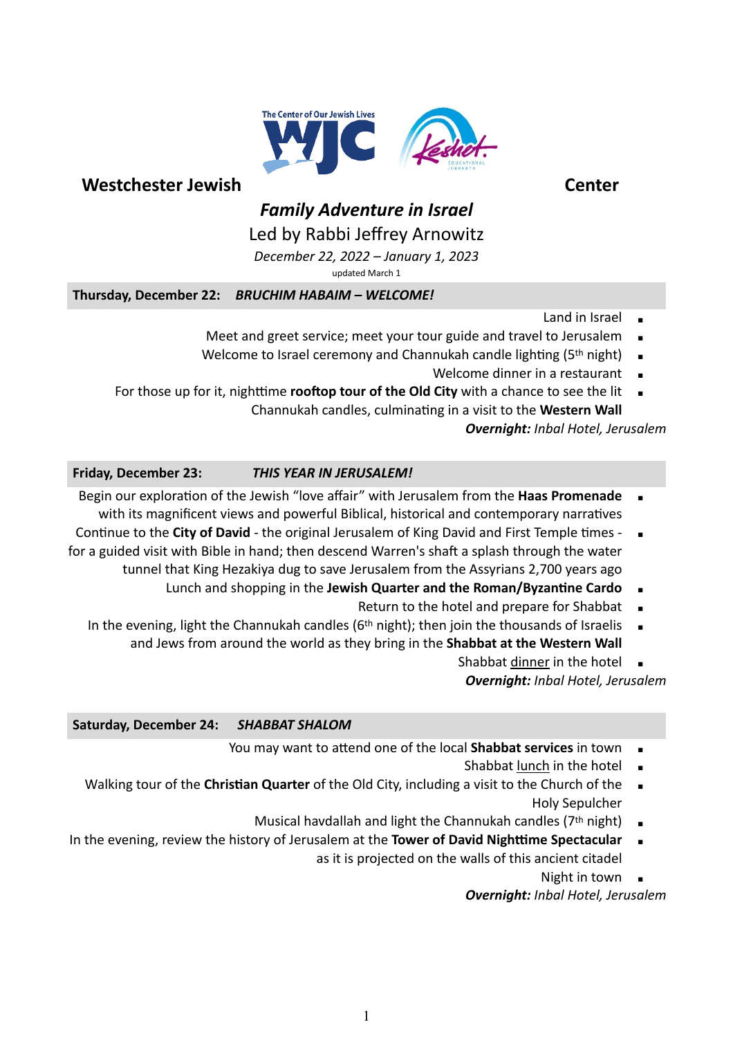**Westchester Jewish Center**

# *Family Adventure in Israel*

## Led by Rabbi Jeffrey Arnowitz

*December 22, 2022 – January 1, 2023*

updated March 1

### Thursday, December 22: *BRUCHIM HABAIM – WELCOME!*

- Land in Israel
- Meet and greet service; meet your tour guide and travel to Jerusalem
- Welcome to Israel ceremony and Channukah candle lighting (5th night)
- Welcome dinner in a restaurant
- For those up for it, nighttime **rooftop tour of the Old City** with a chance to see the lit Channukah candles, culminating in a visit to the **Western Wall**

***Overnight:*** *Inbal Hotel, Jerusalem*

### Friday, December 23: *THIS YEAR IN JERUSALEM!*

- Begin our exploration of the Jewish "love affair" with Jerusalem from the **Haas Promenade** with its magnificent views and powerful Biblical, historical and contemporary narratives
- Continue to the **City of David** - the original Jerusalem of King David and First Temple times - for a guided visit with Bible in hand; then descend Warren's shaft a splash through the water tunnel that King Hezakiya dug to save Jerusalem from the Assyrians 2,700 years ago
- Lunch and shopping in the **Jewish Quarter and the Roman/Byzantine Cardo**
- Return to the hotel and prepare for Shabbat
- In the evening, light the Channukah candles (6th night); then join the thousands of Israelis and Jews from around the world as they bring in the **Shabbat at the Western Wall**
- Shabbat dinner in the hotel

***Overnight:*** *Inbal Hotel, Jerusalem*

### Saturday, December 24: *SHABBAT SHALOM*

- You may want to attend one of the local **Shabbat services** in town
- Shabbat lunch in the hotel
- Walking tour of the **Christian Quarter** of the Old City, including a visit to the Church of the Holy Sepulcher
- Musical havdallah and light the Channukah candles (7th night)
- In the evening, review the history of Jerusalem at the **Tower of David Nighttime Spectacular** as it is projected on the walls of this ancient citadel
- Night in town

***Overnight:*** *Inbal Hotel, Jerusalem*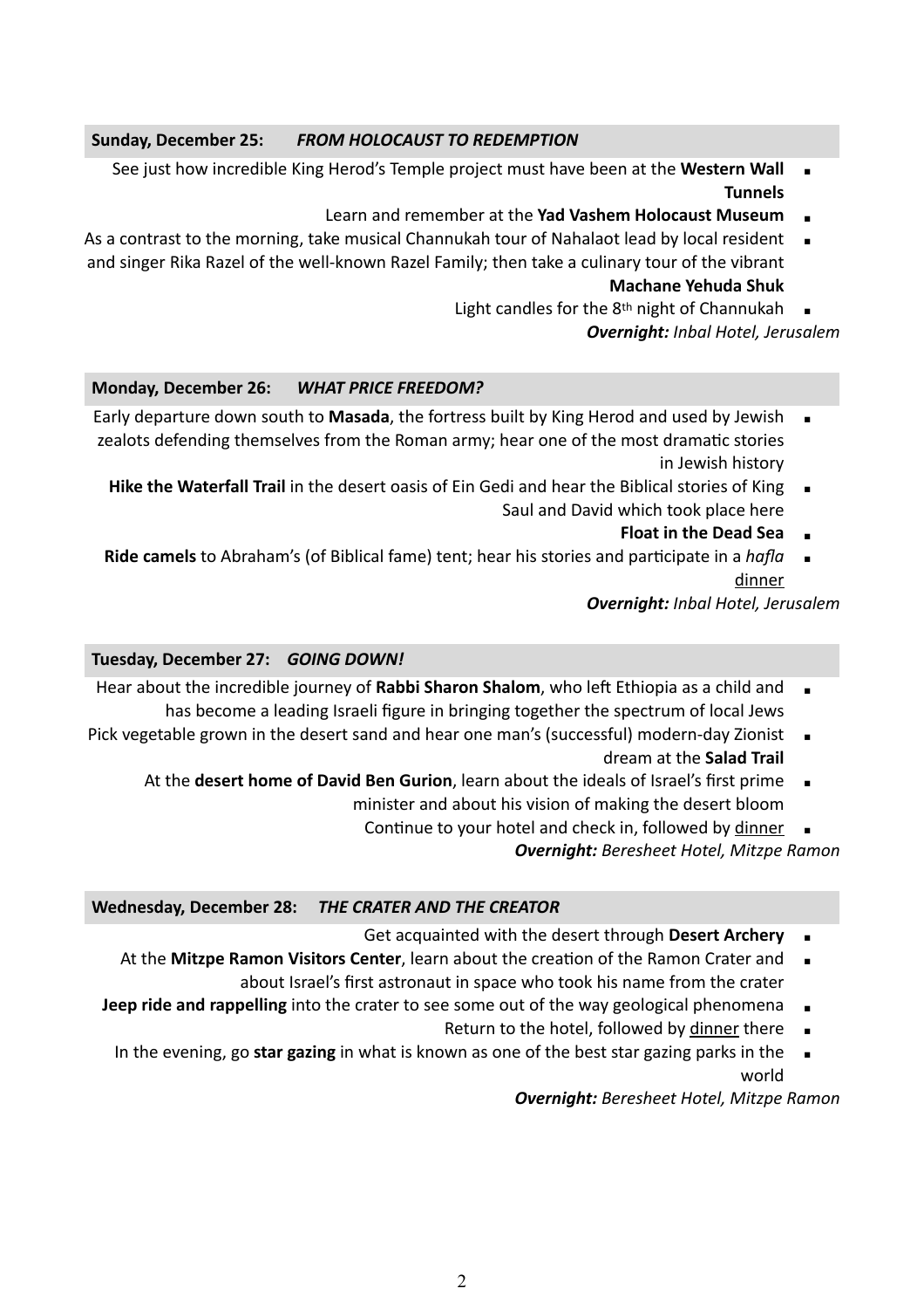**Sunday, December 25:** ***FROM HOLOCAUST TO REDEMPTION***

- See just how incredible King Herod's Temple project must have been at the **Western Wall Tunnels**
- Learn and remember at the **Yad Vashem Holocaust Museum**
- As a contrast to the morning, take musical Channukah tour of Nahalaot lead by local resident and singer Rika Razel of the well-known Razel Family; then take a culinary tour of the vibrant **Machane Yehuda Shuk**
- Light candles for the 8th night of Channukah

***Overnight:*** *Inbal Hotel, Jerusalem*

**Monday, December 26:** ***WHAT PRICE FREEDOM?***

- Early departure down south to **Masada**, the fortress built by King Herod and used by Jewish zealots defending themselves from the Roman army; hear one of the most dramatic stories in Jewish history
- **Hike the Waterfall Trail** in the desert oasis of Ein Gedi and hear the Biblical stories of King Saul and David which took place here
- **Float in the Dead Sea**
- **Ride camels** to Abraham's (of Biblical fame) tent; hear his stories and participate in a *hafla* <u>dinner</u>

***Overnight:*** *Inbal Hotel, Jerusalem*

**Tuesday, December 27:** ***GOING DOWN!***

- Hear about the incredible journey of **Rabbi Sharon Shalom**, who left Ethiopia as a child and has become a leading Israeli figure in bringing together the spectrum of local Jews
- Pick vegetable grown in the desert sand and hear one man's (successful) modern-day Zionist dream at the **Salad Trail**
- At the **desert home of David Ben Gurion**, learn about the ideals of Israel's first prime minister and about his vision of making the desert bloom
- Continue to your hotel and check in, followed by <u>dinner</u>

***Overnight:*** *Beresheet Hotel, Mitzpe Ramon*

**Wednesday, December 28:** ***THE CRATER AND THE CREATOR***

- Get acquainted with the desert through **Desert Archery**
- At the **Mitzpe Ramon Visitors Center**, learn about the creation of the Ramon Crater and about Israel's first astronaut in space who took his name from the crater
- **Jeep ride and rappelling** into the crater to see some out of the way geological phenomena
- Return to the hotel, followed by <u>dinner</u> there
- In the evening, go **star gazing** in what is known as one of the best star gazing parks in the world

***Overnight:*** *Beresheet Hotel, Mitzpe Ramon*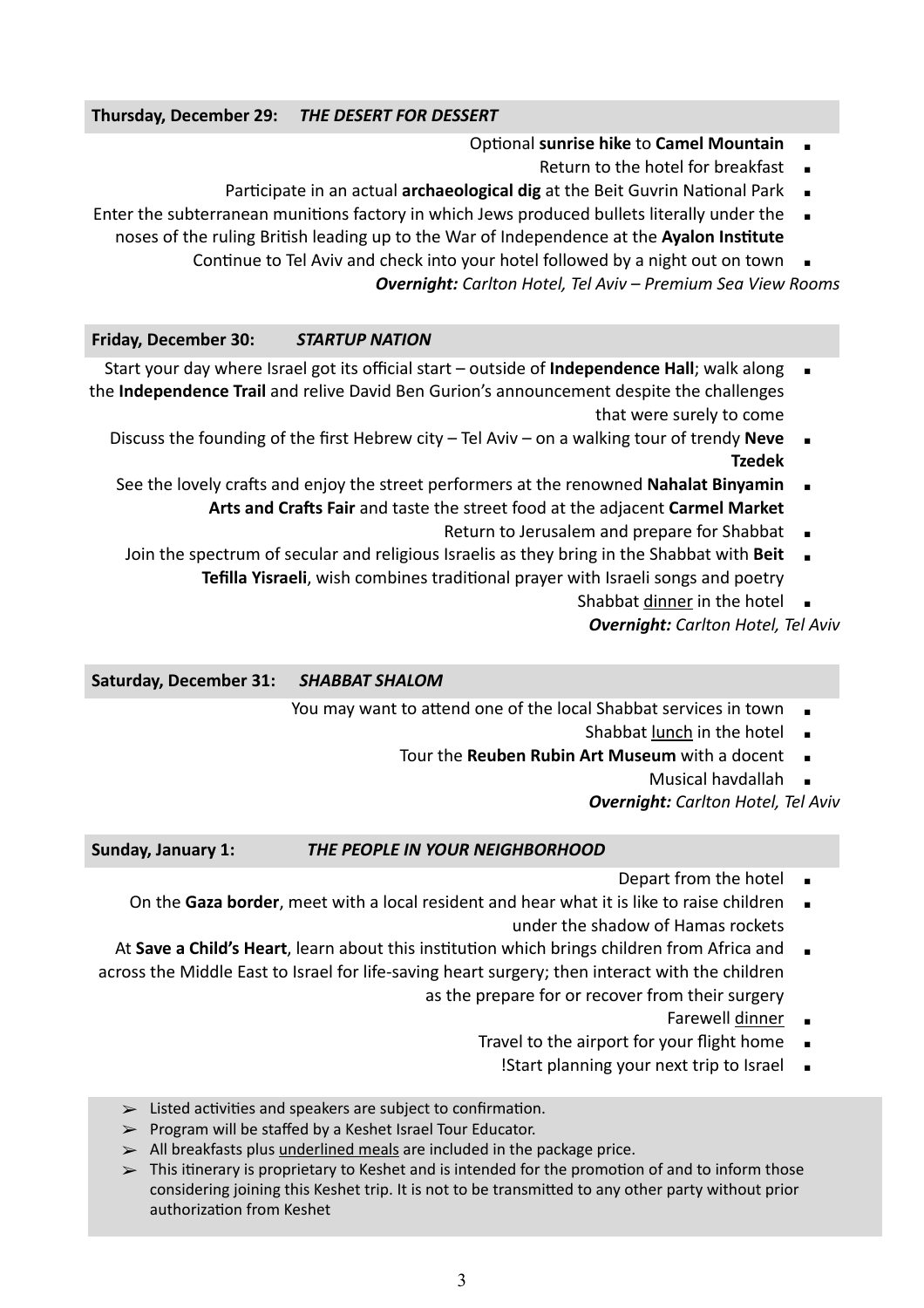**Thursday, December 29:** ***THE DESERT FOR DESSERT***

- Optional **sunrise hike** to **Camel Mountain**
- Return to the hotel for breakfast
- Participate in an actual **archaeological dig** at the Beit Guvrin National Park
- Enter the subterranean munitions factory in which Jews produced bullets literally under the noses of the ruling British leading up to the War of Independence at the **Ayalon Institute**
- Continue to Tel Aviv and check into your hotel followed by a night out on town

***Overnight:*** *Carlton Hotel, Tel Aviv – Premium Sea View Rooms*

**Friday, December 30:** ***STARTUP NATION***

- Start your day where Israel got its official start – outside of **Independence Hall**; walk along the **Independence Trail** and relive David Ben Gurion's announcement despite the challenges that were surely to come
- Discuss the founding of the first Hebrew city – Tel Aviv – on a walking tour of trendy **Neve Tzedek**
- See the lovely crafts and enjoy the street performers at the renowned **Nahalat Binyamin Arts and Crafts Fair** and taste the street food at the adjacent **Carmel Market**
- Return to Jerusalem and prepare for Shabbat
- Join the spectrum of secular and religious Israelis as they bring in the Shabbat with **Beit Tefilla Yisraeli**, wish combines traditional prayer with Israeli songs and poetry
- Shabbat <u>dinner</u> in the hotel

***Overnight:*** *Carlton Hotel, Tel Aviv*

**Saturday, December 31:** ***SHABBAT SHALOM***

- You may want to attend one of the local Shabbat services in town
- Shabbat <u>lunch</u> in the hotel
- Tour the **Reuben Rubin Art Museum** with a docent
- Musical havdallah

***Overnight:*** *Carlton Hotel, Tel Aviv*

**Sunday, January 1:** ***THE PEOPLE IN YOUR NEIGHBORHOOD***

- Depart from the hotel
- On the **Gaza border**, meet with a local resident and hear what it is like to raise children under the shadow of Hamas rockets
- At **Save a Child's Heart**, learn about this institution which brings children from Africa and across the Middle East to Israel for life-saving heart surgery; then interact with the children as the prepare for or recover from their surgery
- Farewell <u>dinner</u>
- Travel to the airport for your flight home
- Start planning your next trip to Israel!

---

- ➢ Listed activities and speakers are subject to confirmation.
- ➢ Program will be staffed by a Keshet Israel Tour Educator.
- ➢ All breakfasts plus <u>underlined meals</u> are included in the package price.
- ➢ This itinerary is proprietary to Keshet and is intended for the promotion of and to inform those considering joining this Keshet trip. It is not to be transmitted to any other party without prior authorization from Keshet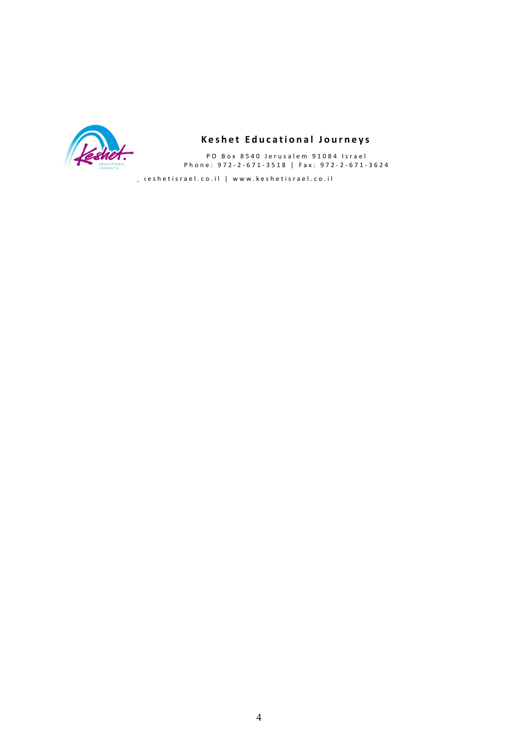**Keshet Educational Journeys**

PO Box 8540 Jerusalem 91084 Israel
Phone: 972-2-671-3518 | Fax: 972-2-671-3624

_ ‹eshetisrael.co.il | www.keshetisrael.co.il